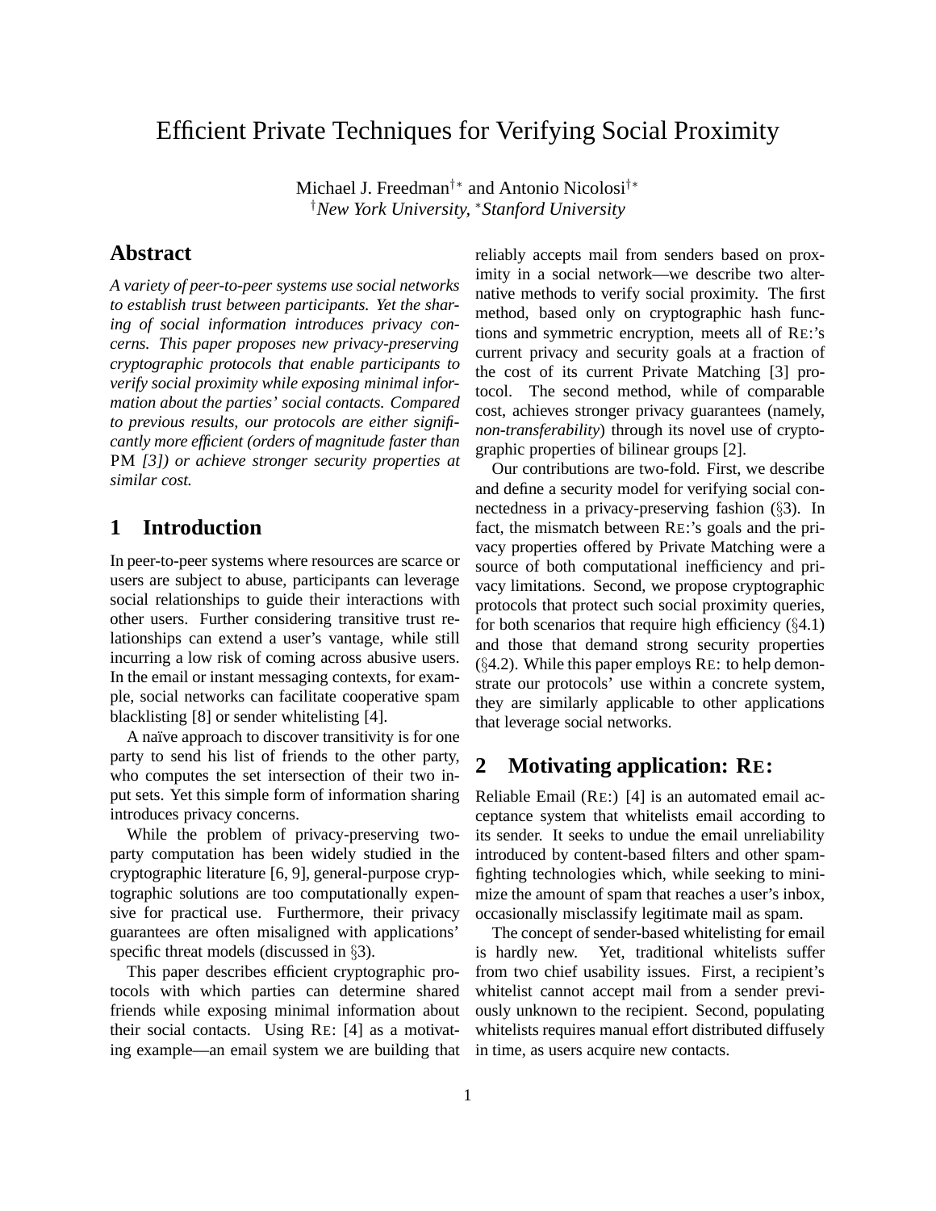# Efficient Private Techniques for Verifying Social Proximity

Michael J. Freedman[†*] and Antonio Nicolosi[†*]
[†]*New York University,* [*]*Stanford University*

## Abstract

*A variety of peer-to-peer systems use social networks to establish trust between participants. Yet the sharing of social information introduces privacy concerns. This paper proposes new privacy-preserving cryptographic protocols that enable participants to verify social proximity while exposing minimal information about the parties' social contacts. Compared to previous results, our protocols are either significantly more efficient (orders of magnitude faster than* PM *[3]) or achieve stronger security properties at similar cost.*

## 1 Introduction

In peer-to-peer systems where resources are scarce or users are subject to abuse, participants can leverage social relationships to guide their interactions with other users. Further considering transitive trust relationships can extend a user's vantage, while still incurring a low risk of coming across abusive users. In the email or instant messaging contexts, for example, social networks can facilitate cooperative spam blacklisting [8] or sender whitelisting [4].

A naïve approach to discover transitivity is for one party to send his list of friends to the other party, who computes the set intersection of their two input sets. Yet this simple form of information sharing introduces privacy concerns.

While the problem of privacy-preserving two-party computation has been widely studied in the cryptographic literature [6, 9], general-purpose cryptographic solutions are too computationally expensive for practical use. Furthermore, their privacy guarantees are often misaligned with applications' specific threat models (discussed in §3).

This paper describes efficient cryptographic protocols with which parties can determine shared friends while exposing minimal information about their social contacts. Using RE: [4] as a motivating example—an email system we are building that reliably accepts mail from senders based on proximity in a social network—we describe two alternative methods to verify social proximity. The first method, based only on cryptographic hash functions and symmetric encryption, meets all of RE:'s current privacy and security goals at a fraction of the cost of its current Private Matching [3] protocol. The second method, while of comparable cost, achieves stronger privacy guarantees (namely, *non-transferability*) through its novel use of cryptographic properties of bilinear groups [2].

Our contributions are two-fold. First, we describe and define a security model for verifying social connectedness in a privacy-preserving fashion (§3). In fact, the mismatch between RE:'s goals and the privacy properties offered by Private Matching were a source of both computational inefficiency and privacy limitations. Second, we propose cryptographic protocols that protect such social proximity queries, for both scenarios that require high efficiency (§4.1) and those that demand strong security properties (§4.2). While this paper employs RE: to help demonstrate our protocols' use within a concrete system, they are similarly applicable to other applications that leverage social networks.

## 2 Motivating application: RE:

Reliable Email (RE:) [4] is an automated email acceptance system that whitelists email according to its sender. It seeks to undue the email unreliability introduced by content-based filters and other spam-fighting technologies which, while seeking to minimize the amount of spam that reaches a user's inbox, occasionally misclassify legitimate mail as spam.

The concept of sender-based whitelisting for email is hardly new. Yet, traditional whitelists suffer from two chief usability issues. First, a recipient's whitelist cannot accept mail from a sender previously unknown to the recipient. Second, populating whitelists requires manual effort distributed diffusely in time, as users acquire new contacts.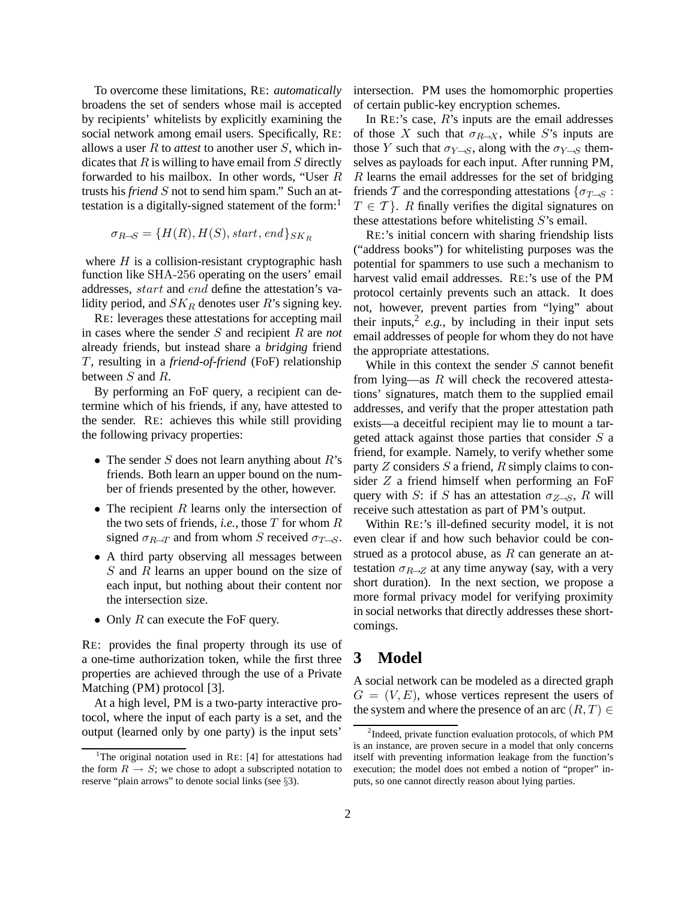To overcome these limitations, RE: *automatically* broadens the set of senders whose mail is accepted by recipients' whitelists by explicitly examining the social network among email users. Specifically, RE: allows a user $R$ to *attest* to another user $S$, which indicates that $R$ is willing to have email from $S$ directly forwarded to his mailbox. In other words, "User $R$ trusts his *friend* $S$ not to send him spam." Such an attestation is a digitally-signed statement of the form:[1]

$$\sigma_{R \rightarrow S} = \{H(R), H(S), start, end\}_{SK_R}$$

where $H$ is a collision-resistant cryptographic hash function like SHA-256 operating on the users' email addresses, $start$ and $end$ define the attestation's validity period, and $SK_R$ denotes user $R$'s signing key.

RE: leverages these attestations for accepting mail in cases where the sender $S$ and recipient $R$ are *not* already friends, but instead share a *bridging* friend $T$, resulting in a *friend-of-friend* (FoF) relationship between $S$ and $R$.

By performing an FoF query, a recipient can determine which of his friends, if any, have attested to the sender. RE: achieves this while still providing the following privacy properties:

- The sender $S$ does not learn anything about $R$'s friends. Both learn an upper bound on the number of friends presented by the other, however.
- The recipient $R$ learns only the intersection of the two sets of friends, *i.e.*, those $T$ for whom $R$ signed $\sigma_{R \rightarrow T}$ and from whom $S$ received $\sigma_{T \rightarrow S}$.
- A third party observing all messages between $S$ and $R$ learns an upper bound on the size of each input, but nothing about their content nor the intersection size.
- Only $R$ can execute the FoF query.

RE: provides the final property through its use of a one-time authorization token, while the first three properties are achieved through the use of a Private Matching (PM) protocol [3].

At a high level, PM is a two-party interactive protocol, where the input of each party is a set, and the output (learned only by one party) is the input sets' intersection. PM uses the homomorphic properties of certain public-key encryption schemes.

In RE:'s case, $R$'s inputs are the email addresses of those $X$ such that $\sigma_{R \rightarrow X}$, while $S$'s inputs are those $Y$ such that $\sigma_{Y \rightarrow S}$, along with the $\sigma_{Y \rightarrow S}$ themselves as payloads for each input. After running PM, $R$ learns the email addresses for the set of bridging friends $\mathcal{T}$ and the corresponding attestations $\{\sigma_{T \rightarrow S} : T \in \mathcal{T}\}$. $R$ finally verifies the digital signatures on these attestations before whitelisting $S$'s email.

RE:'s initial concern with sharing friendship lists ("address books") for whitelisting purposes was the potential for spammers to use such a mechanism to harvest valid email addresses. RE:'s use of the PM protocol certainly prevents such an attack. It does not, however, prevent parties from "lying" about their inputs,[2] *e.g.*, by including in their input sets email addresses of people for whom they do not have the appropriate attestations.

While in this context the sender $S$ cannot benefit from lying—as $R$ will check the recovered attestations' signatures, match them to the supplied email addresses, and verify that the proper attestation path exists—a deceitful recipient may lie to mount a targeted attack against those parties that consider $S$ a friend, for example. Namely, to verify whether some party $Z$ considers $S$ a friend, $R$ simply claims to consider $Z$ a friend himself when performing an FoF query with $S$: if $S$ has an attestation $\sigma_{Z \rightarrow S}$, $R$ will receive such attestation as part of PM's output.

Within RE:'s ill-defined security model, it is not even clear if and how such behavior could be construed as a protocol abuse, as $R$ can generate an attestation $\sigma_{R \rightarrow Z}$ at any time anyway (say, with a very short duration). In the next section, we propose a more formal privacy model for verifying proximity in social networks that directly addresses these shortcomings.

## 3 Model

A social network can be modeled as a directed graph $G = (V, E)$, whose vertices represent the users of the system and where the presence of an arc $(R, T) \in$

[1] The original notation used in RE: [4] for attestations had the form $R \rightarrow S$; we chose to adopt a subscripted notation to reserve "plain arrows" to denote social links (see §3).

[2] Indeed, private function evaluation protocols, of which PM is an instance, are proven secure in a model that only concerns itself with preventing information leakage from the function's execution; the model does not embed a notion of "proper" inputs, so one cannot directly reason about lying parties.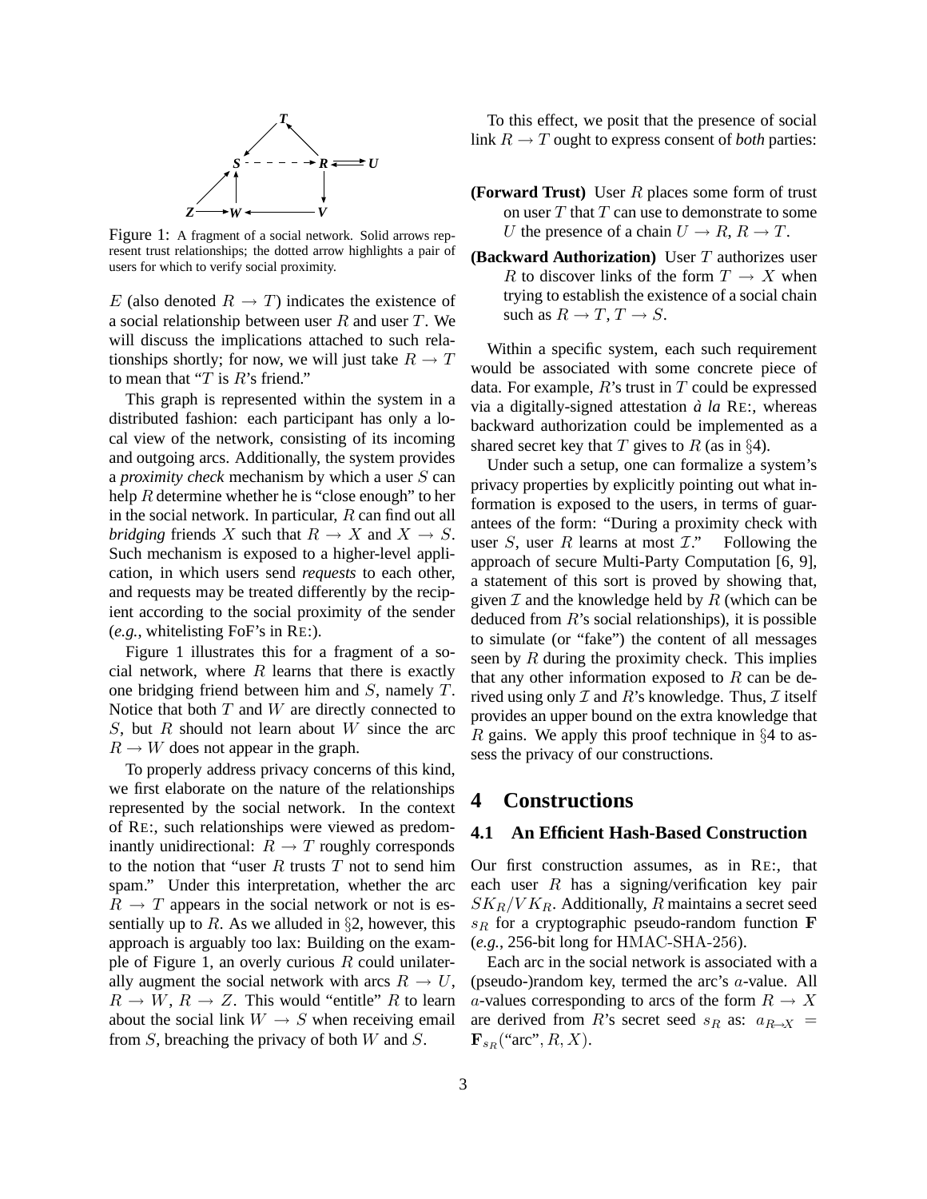Figure 1: A fragment of a social network. Solid arrows represent trust relationships; the dotted arrow highlights a pair of users for which to verify social proximity.

$E$ (also denoted $R \to T$) indicates the existence of a social relationship between user $R$ and user $T$. We will discuss the implications attached to such relationships shortly; for now, we will just take $R \to T$ to mean that "$T$ is $R$'s friend."

This graph is represented within the system in a distributed fashion: each participant has only a local view of the network, consisting of its incoming and outgoing arcs. Additionally, the system provides a *proximity check* mechanism by which a user $S$ can help $R$ determine whether he is "close enough" to her in the social network. In particular, $R$ can find out all *bridging* friends $X$ such that $R \to X$ and $X \to S$. Such mechanism is exposed to a higher-level application, in which users send *requests* to each other, and requests may be treated differently by the recipient according to the social proximity of the sender (*e.g.*, whitelisting FoF's in RE:).

Figure 1 illustrates this for a fragment of a social network, where $R$ learns that there is exactly one bridging friend between him and $S$, namely $T$. Notice that both $T$ and $W$ are directly connected to $S$, but $R$ should not learn about $W$ since the arc $R \to W$ does not appear in the graph.

To properly address privacy concerns of this kind, we first elaborate on the nature of the relationships represented by the social network. In the context of RE:, such relationships were viewed as predominantly unidirectional: $R \to T$ roughly corresponds to the notion that "user $R$ trusts $T$ not to send him spam." Under this interpretation, whether the arc $R \to T$ appears in the social network or not is essentially up to $R$. As we alluded in §2, however, this approach is arguably too lax: Building on the example of Figure 1, an overly curious $R$ could unilaterally augment the social network with arcs $R \to U$, $R \to W$, $R \to Z$. This would "entitle" $R$ to learn about the social link $W \to S$ when receiving email from $S$, breaching the privacy of both $W$ and $S$.

To this effect, we posit that the presence of social link $R \to T$ ought to express consent of *both* parties:

**(Forward Trust)** User $R$ places some form of trust on user $T$ that $T$ can use to demonstrate to some $U$ the presence of a chain $U \to R$, $R \to T$.

**(Backward Authorization)** User $T$ authorizes user $R$ to discover links of the form $T \to X$ when trying to establish the existence of a social chain such as $R \to T$, $T \to S$.

Within a specific system, each such requirement would be associated with some concrete piece of data. For example, $R$'s trust in $T$ could be expressed via a digitally-signed attestation *à la* RE:, whereas backward authorization could be implemented as a shared secret key that $T$ gives to $R$ (as in §4).

Under such a setup, one can formalize a system's privacy properties by explicitly pointing out what information is exposed to the users, in terms of guarantees of the form: "During a proximity check with user $S$, user $R$ learns at most $\mathcal{I}$." Following the approach of secure Multi-Party Computation [6, 9], a statement of this sort is proved by showing that, given $\mathcal{I}$ and the knowledge held by $R$ (which can be deduced from $R$'s social relationships), it is possible to simulate (or "fake") the content of all messages seen by $R$ during the proximity check. This implies that any other information exposed to $R$ can be derived using only $\mathcal{I}$ and $R$'s knowledge. Thus, $\mathcal{I}$ itself provides an upper bound on the extra knowledge that $R$ gains. We apply this proof technique in §4 to assess the privacy of our constructions.

# 4 Constructions

## 4.1 An Efficient Hash-Based Construction

Our first construction assumes, as in RE:, that each user $R$ has a signing/verification key pair $SK_R/VK_R$. Additionally, $R$ maintains a secret seed $s_R$ for a cryptographic pseudo-random function $\mathbf{F}$ (*e.g.*, 256-bit long for HMAC-SHA-256).

Each arc in the social network is associated with a (pseudo-)random key, termed the arc's $a$-value. All $a$-values corresponding to arcs of the form $R \to X$ are derived from $R$'s secret seed $s_R$ as: $a_{R \to X} = \mathbf{F}_{s_R}(\text{"arc"}, R, X)$.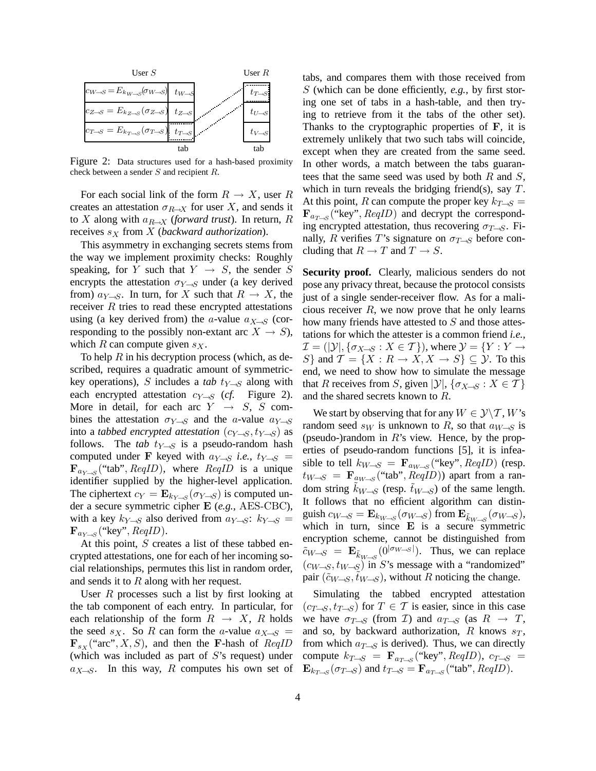| User $S$ | | User $R$ |
|---|---|---|
| $c_{W \to S} = E_{k_{W \to S}}(\sigma_{W \to S})$ | $t_{W \to S}$ | $t_{T \to S}$ |
| $c_{Z \to S} = E_{k_{Z \to S}}(\sigma_{Z \to S})$ | $t_{Z \to S}$ | $t_{U \to S}$ |
| $c_{T \to S} = E_{k_{T \to S}}(\sigma_{T \to S})$ | $t_{T \to S}$ | $t_{V \to S}$ |
| | tab | tab |

Figure 2: Data structures used for a hash-based proximity check between a sender $S$ and recipient $R$.

For each social link of the form $R \to X$, user $R$ creates an attestation $\sigma_{R \to X}$ for user $X$, and sends it to $X$ along with $a_{R \to X}$ (*forward trust*). In return, $R$ receives $s_X$ from $X$ (*backward authorization*).

This asymmetry in exchanging secrets stems from the way we implement proximity checks: Roughly speaking, for $Y$ such that $Y \to S$, the sender $S$ encrypts the attestation $\sigma_{Y \to S}$ under (a key derived from) $a_{Y \to S}$. In turn, for $X$ such that $R \to X$, the receiver $R$ tries to read these encrypted attestations using (a key derived from) the $a$-value $a_{X \to S}$ (corresponding to the possibly non-extant arc $X \to S$), which $R$ can compute given $s_X$.

To help $R$ in his decryption process (which, as described, requires a quadratic amount of symmetric-key operations), $S$ includes a *tab* $t_{Y \to S}$ along with each encrypted attestation $c_{Y \to S}$ (*cf.* Figure 2). More in detail, for each arc $Y \to S$, $S$ combines the attestation $\sigma_{Y \to S}$ and the $a$-value $a_{Y \to S}$ into a *tabbed encrypted attestation* $(c_{Y \to S}, t_{Y \to S})$ as follows. The *tab* $t_{Y \to S}$ is a pseudo-random hash computed under $\mathbf{F}$ keyed with $a_{Y \to S}$ *i.e.*, $t_{Y \to S} = \mathbf{F}_{a_{Y \to S}}(\text{"tab"}, ReqID)$, where $ReqID$ is a unique identifier supplied by the higher-level application. The ciphertext $c_Y = \mathbf{E}_{k_{Y \to S}}(\sigma_{Y \to S})$ is computed under a secure symmetric cipher $\mathbf{E}$ (*e.g.*, AES-CBC), with a key $k_{Y \to S}$ also derived from $a_{Y \to S}$: $k_{Y \to S} = \mathbf{F}_{a_{Y \to S}}(\text{"key"}, ReqID)$.

At this point, $S$ creates a list of these tabbed encrypted attestations, one for each of her incoming social relationships, permutes this list in random order, and sends it to $R$ along with her request.

User $R$ processes such a list by first looking at the tab component of each entry. In particular, for each relationship of the form $R \to X$, $R$ holds the seed $s_X$. So $R$ can form the $a$-value $a_{X \to S} = \mathbf{F}_{s_X}(\text{"arc"}, X, S)$, and then the $\mathbf{F}$-hash of $ReqID$ (which was included as part of $S$'s request) under $a_{X \to S}$. In this way, $R$ computes his own set of tabs, and compares them with those received from $S$ (which can be done efficiently, *e.g.*, by first storing one set of tabs in a hash-table, and then trying to retrieve from it the tabs of the other set). Thanks to the cryptographic properties of $\mathbf{F}$, it is extremely unlikely that two such tabs will coincide, except when they are created from the same seed. In other words, a match between the tabs guarantees that the same seed was used by both $R$ and $S$, which in turn reveals the bridging friend(s), say $T$. At this point, $R$ can compute the proper key $k_{T \to S} = \mathbf{F}_{a_{T \to S}}(\text{"key"}, ReqID)$ and decrypt the corresponding encrypted attestation, thus recovering $\sigma_{T \to S}$. Finally, $R$ verifies $T$'s signature on $\sigma_{T \to S}$ before concluding that $R \to T$ and $T \to S$.

**Security proof.** Clearly, malicious senders do not pose any privacy threat, because the protocol consists just of a single sender-receiver flow. As for a malicious receiver $R$, we now prove that he only learns how many friends have attested to $S$ and those attestations for which the attester is a common friend *i.e.*, $\mathcal{I} = (|\mathcal{Y}|, \{\sigma_{X \to S} : X \in \mathcal{T}\})$, where $\mathcal{Y} = \{Y : Y \to S\}$ and $\mathcal{T} = \{X : R \to X, X \to S\} \subseteq \mathcal{Y}$. To this end, we need to show how to simulate the message that $R$ receives from $S$, given $|\mathcal{Y}|$, $\{\sigma_{X \to S} : X \in \mathcal{T}\}$ and the shared secrets known to $R$.

We start by observing that for any $W \in \mathcal{Y} \backslash \mathcal{T}$, $W$'s random seed $s_W$ is unknown to $R$, so that $a_{W \to S}$ is (pseudo-)random in $R$'s view. Hence, by the properties of pseudo-random functions [5], it is infeasible to tell $k_{W \to S} = \mathbf{F}_{a_{W \to S}}(\text{"key"}, ReqID)$ (resp. $t_{W \to S} = \mathbf{F}_{a_{W \to S}}(\text{"tab"}, ReqID)$) apart from a random string $\tilde{k}_{W \to S}$ (resp. $\tilde{t}_{W \to S}$) of the same length. It follows that no efficient algorithm can distinguish $c_{W \to S} = \mathbf{E}_{k_{W \to S}}(\sigma_{W \to S})$ from $\mathbf{E}_{\tilde{k}_{W \to S}}(\sigma_{W \to S})$, which in turn, since $\mathbf{E}$ is a secure symmetric encryption scheme, cannot be distinguished from $\tilde{c}_{W \to S} = \mathbf{E}_{\tilde{k}_{W \to S}}(0^{|\sigma_{W \to S}|})$. Thus, we can replace $(c_{W \to S}, t_{W \to S})$ in $S$'s message with a "randomized" pair $(\tilde{c}_{W \to S}, \tilde{t}_{W \to S})$, without $R$ noticing the change.

Simulating the tabbed encrypted attestation $(c_{T \to S}, t_{T \to S})$ for $T \in \mathcal{T}$ is easier, since in this case we have $\sigma_{T \to S}$ (from $\mathcal{I}$) and $a_{T \to S}$ (as $R \to T$, and so, by backward authorization, $R$ knows $s_T$, from which $a_{T \to S}$ is derived). Thus, we can directly compute $k_{T \to S} = \mathbf{F}_{a_{T \to S}}(\text{"key"}, ReqID)$, $c_{T \to S} = \mathbf{E}_{k_{T \to S}}(\sigma_{T \to S})$ and $t_{T \to S} = \mathbf{F}_{a_{T \to S}}(\text{"tab"}, ReqID)$.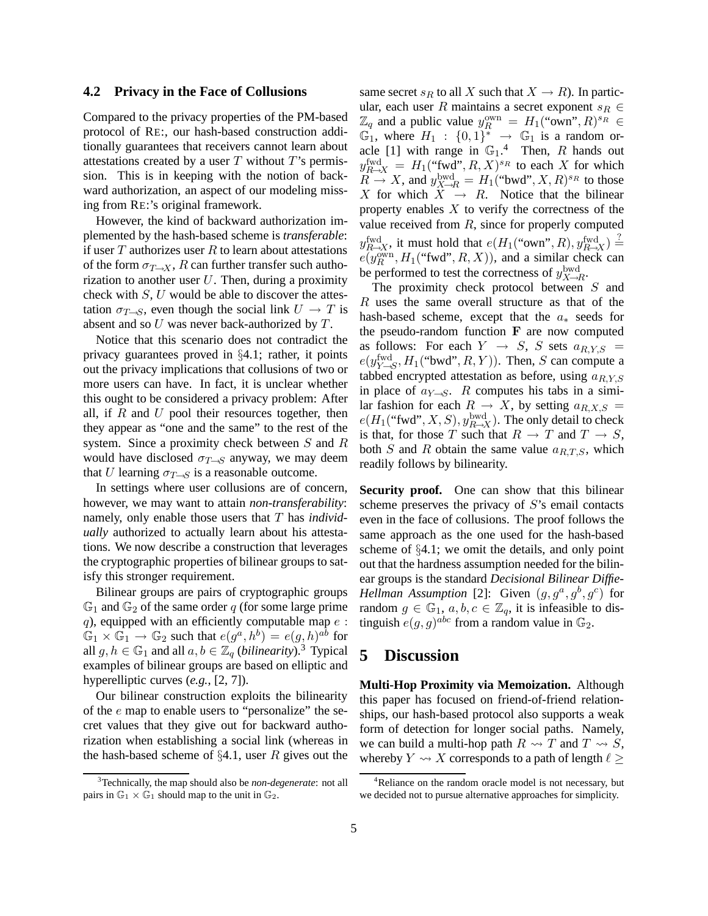### 4.2 Privacy in the Face of Collusions

Compared to the privacy properties of the PM-based protocol of RE:, our hash-based construction additionally guarantees that receivers cannot learn about attestations created by a user $T$ without $T$'s permission. This is in keeping with the notion of backward authorization, an aspect of our modeling missing from RE:'s original framework.

However, the kind of backward authorization implemented by the hash-based scheme is ***transferable***: if user $T$ authorizes user $R$ to learn about attestations of the form $\sigma_{T \to X}$, $R$ can further transfer such authorization to another user $U$. Then, during a proximity check with $S$, $U$ would be able to discover the attestation $\sigma_{T \to S}$, even though the social link $U \to T$ is absent and so $U$ was never back-authorized by $T$.

Notice that this scenario does not contradict the privacy guarantees proved in §4.1; rather, it points out the privacy implications that collusions of two or more users can have. In fact, it is unclear whether this ought to be considered a privacy problem: After all, if $R$ and $U$ pool their resources together, then they appear as "one and the same" to the rest of the system. Since a proximity check between $S$ and $R$ would have disclosed $\sigma_{T \to S}$ anyway, we may deem that $U$ learning $\sigma_{T \to S}$ is a reasonable outcome.

In settings where user collusions are of concern, however, we may want to attain ***non-transferability***: namely, only enable those users that $T$ has *individually* authorized to actually learn about his attestations. We now describe a construction that leverages the cryptographic properties of bilinear groups to satisfy this stronger requirement.

Bilinear groups are pairs of cryptographic groups $\mathbb{G}_1$ and $\mathbb{G}_2$ of the same order $q$ (for some large prime $q$), equipped with an efficiently computable map $e : \mathbb{G}_1 \times \mathbb{G}_1 \to \mathbb{G}_2$ such that $e(g^a, h^b) = e(g, h)^{ab}$ for all $g, h \in \mathbb{G}_1$ and all $a, b \in \mathbb{Z}_q$ (*bilinearity*).[3] Typical examples of bilinear groups are based on elliptic and hyperelliptic curves (*e.g.*, [2, 7]).

Our bilinear construction exploits the bilinearity of the $e$ map to enable users to "personalize" the secret values that they give out for backward authorization when establishing a social link (whereas in the hash-based scheme of §4.1, user $R$ gives out the same secret $s_R$ to all $X$ such that $X \to R$). In particular, each user $R$ maintains a secret exponent $s_R \in \mathbb{Z}_q$ and a public value $y_R^{\text{own}} = H_1(\text{"own"}, R)^{s_R} \in \mathbb{G}_1$, where $H_1 : \{0,1\}^* \to \mathbb{G}_1$ is a random oracle [1] with range in $\mathbb{G}_1$.[4] Then, $R$ hands out $y_{R \to X}^{\text{fwd}} = H_1(\text{"fwd"}, R, X)^{s_R}$ to each $X$ for which $R \to X$, and $y_{X \to R}^{\text{bwd}} = H_1(\text{"bwd"}, X, R)^{s_R}$ to those $X$ for which $X \to R$. Notice that the bilinear property enables $X$ to verify the correctness of the value received from $R$, since for properly computed $y_{R \to X}^{\text{fwd}}$, it must hold that $e(H_1(\text{"own"}, R), y_{R \to X}^{\text{fwd}}) \stackrel{?}{=} e(y_R^{\text{own}}, H_1(\text{"fwd"}, R, X))$, and a similar check can be performed to test the correctness of $y_{X \to R}^{\text{bwd}}$.

The proximity check protocol between $S$ and $R$ uses the same overall structure as that of the hash-based scheme, except that the $a_*$ seeds for the pseudo-random function $\mathbf{F}$ are now computed as follows: For each $Y \to S$, $S$ sets $a_{R,Y,S} = e(y_{Y \to S}^{\text{fwd}}, H_1(\text{"bwd"}, R, Y))$. Then, $S$ can compute a tabbed encrypted attestation as before, using $a_{R,Y,S}$ in place of $a_{Y \to S}$. $R$ computes his tabs in a similar fashion for each $R \to X$, by setting $a_{R,X,S} = e(H_1(\text{"fwd"}, X, S), y_{R \to X}^{\text{bwd}})$. The only detail to check is that, for those $T$ such that $R \to T$ and $T \to S$, both $S$ and $R$ obtain the same value $a_{R,T,S}$, which readily follows by bilinearity.

**Security proof.** One can show that this bilinear scheme preserves the privacy of $S$'s email contacts even in the face of collusions. The proof follows the same approach as the one used for the hash-based scheme of §4.1; we omit the details, and only point out that the hardness assumption needed for the bilinear groups is the standard *Decisional Bilinear Diffie-Hellman Assumption* [2]: Given $(g, g^a, g^b, g^c)$ for random $g \in \mathbb{G}_1$, $a, b, c \in \mathbb{Z}_q$, it is infeasible to distinguish $e(g, g)^{abc}$ from a random value in $\mathbb{G}_2$.

## 5 Discussion

**Multi-Hop Proximity via Memoization.** Although this paper has focused on friend-of-friend relationships, our hash-based protocol also supports a weak form of detection for longer social paths. Namely, we can build a multi-hop path $R \rightsquigarrow T$ and $T \rightsquigarrow S$, whereby $Y \rightsquigarrow X$ corresponds to a path of length $\ell \geq$

[3] Technically, the map should also be *non-degenerate*: not all pairs in $\mathbb{G}_1 \times \mathbb{G}_1$ should map to the unit in $\mathbb{G}_2$.

[4] Reliance on the random oracle model is not necessary, but we decided not to pursue alternative approaches for simplicity.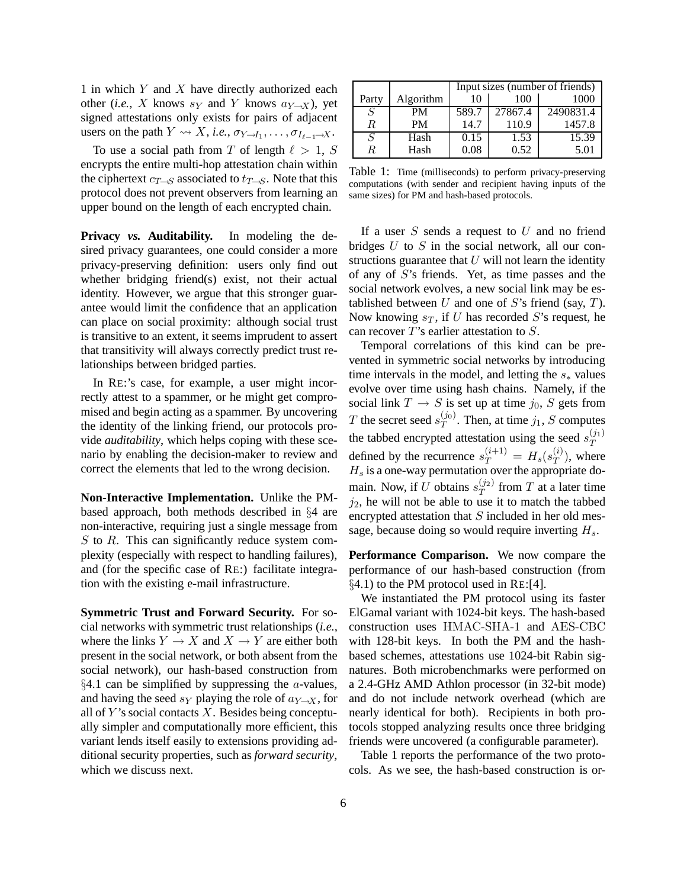1 in which $Y$ and $X$ have directly authorized each other (*i.e.*, $X$ knows $s_Y$ and $Y$ knows $a_{Y \to X}$), yet signed attestations only exists for pairs of adjacent users on the path $Y \rightsquigarrow X$, *i.e.*, $\sigma_{Y \to I_1}, \ldots, \sigma_{I_{\ell-1} \to X}$.

To use a social path from $T$ of length $\ell > 1$, $S$ encrypts the entire multi-hop attestation chain within the ciphertext $c_{T \to S}$ associated to $t_{T \to S}$. Note that this protocol does not prevent observers from learning an upper bound on the length of each encrypted chain.

**Privacy *vs.* Auditability.** In modeling the desired privacy guarantees, one could consider a more privacy-preserving definition: users only find out whether bridging friend(s) exist, not their actual identity. However, we argue that this stronger guarantee would limit the confidence that an application can place on social proximity: although social trust is transitive to an extent, it seems imprudent to assert that transitivity will always correctly predict trust relationships between bridged parties.

In RE:'s case, for example, a user might incorrectly attest to a spammer, or he might get compromised and begin acting as a spammer. By uncovering the identity of the linking friend, our protocols provide *auditability*, which helps coping with these scenario by enabling the decision-maker to review and correct the elements that led to the wrong decision.

**Non-Interactive Implementation.** Unlike the PM-based approach, both methods described in §4 are non-interactive, requiring just a single message from $S$ to $R$. This can significantly reduce system complexity (especially with respect to handling failures), and (for the specific case of RE:) facilitate integration with the existing e-mail infrastructure.

**Symmetric Trust and Forward Security.** For social networks with symmetric trust relationships (*i.e.*, where the links $Y \to X$ and $X \to Y$ are either both present in the social network, or both absent from the social network), our hash-based construction from §4.1 can be simplified by suppressing the $a$-values, and having the seed $s_Y$ playing the role of $a_{Y \to X}$, for all of $Y$'s social contacts $X$. Besides being conceptually simpler and computationally more efficient, this variant lends itself easily to extensions providing additional security properties, such as *forward security*, which we discuss next.

| | | Input sizes (number of friends) | | |
|---|---|---|---|---|
| Party | Algorithm | 10 | 100 | 1000 |
| $S$ | PM | 589.7 | 27867.4 | 2490831.4 |
| $R$ | PM | 14.7 | 110.9 | 1457.8 |
| $S$ | Hash | 0.15 | 1.53 | 15.39 |
| $R$ | Hash | 0.08 | 0.52 | 5.01 |

Table 1: Time (milliseconds) to perform privacy-preserving computations (with sender and recipient having inputs of the same sizes) for PM and hash-based protocols.

If a user $S$ sends a request to $U$ and no friend bridges $U$ to $S$ in the social network, all our constructions guarantee that $U$ will not learn the identity of any of $S$'s friends. Yet, as time passes and the social network evolves, a new social link may be established between $U$ and one of $S$'s friend (say, $T$). Now knowing $s_T$, if $U$ has recorded $S$'s request, he can recover $T$'s earlier attestation to $S$.

Temporal correlations of this kind can be prevented in symmetric social networks by introducing time intervals in the model, and letting the $s_*$ values evolve over time using hash chains. Namely, if the social link $T \to S$ is set up at time $j_0$, $S$ gets from $T$ the secret seed $s_T^{(j_0)}$. Then, at time $j_1$, $S$ computes the tabbed encrypted attestation using the seed $s_T^{(j_1)}$ defined by the recurrence $s_T^{(i+1)} = H_s(s_T^{(i)})$, where $H_s$ is a one-way permutation over the appropriate domain. Now, if $U$ obtains $s_T^{(j_2)}$ from $T$ at a later time $j_2$, he will not be able to use it to match the tabbed encrypted attestation that $S$ included in her old message, because doing so would require inverting $H_s$.

**Performance Comparison.** We now compare the performance of our hash-based construction (from §4.1) to the PM protocol used in RE:[4].

We instantiated the PM protocol using its faster ElGamal variant with 1024-bit keys. The hash-based construction uses HMAC-SHA-1 and AES-CBC with 128-bit keys. In both the PM and the hash-based schemes, attestations use 1024-bit Rabin signatures. Both microbenchmarks were performed on a 2.4-GHz AMD Athlon processor (in 32-bit mode) and do not include network overhead (which are nearly identical for both). Recipients in both protocols stopped analyzing results once three bridging friends were uncovered (a configurable parameter).

Table 1 reports the performance of the two protocols. As we see, the hash-based construction is or-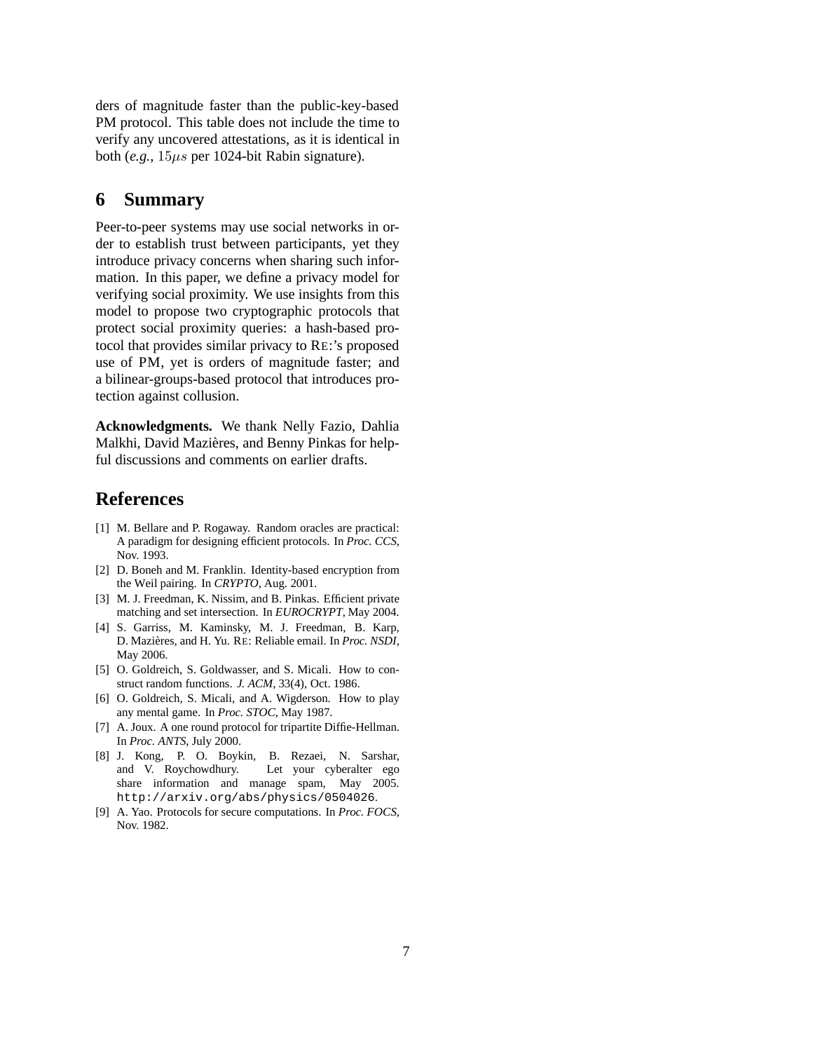ders of magnitude faster than the public-key-based PM protocol. This table does not include the time to verify any uncovered attestations, as it is identical in both (*e.g.*, $15 \mu s$ per 1024-bit Rabin signature).

## 6 Summary

Peer-to-peer systems may use social networks in order to establish trust between participants, yet they introduce privacy concerns when sharing such information. In this paper, we define a privacy model for verifying social proximity. We use insights from this model to propose two cryptographic protocols that protect social proximity queries: a hash-based protocol that provides similar privacy to RE:'s proposed use of PM, yet is orders of magnitude faster; and a bilinear-groups-based protocol that introduces protection against collusion.

**Acknowledgments.** We thank Nelly Fazio, Dahlia Malkhi, David Mazières, and Benny Pinkas for helpful discussions and comments on earlier drafts.

## References

[1] M. Bellare and P. Rogaway. Random oracles are practical: A paradigm for designing efficient protocols. In *Proc. CCS*, Nov. 1993.

[2] D. Boneh and M. Franklin. Identity-based encryption from the Weil pairing. In *CRYPTO*, Aug. 2001.

[3] M. J. Freedman, K. Nissim, and B. Pinkas. Efficient private matching and set intersection. In *EUROCRYPT*, May 2004.

[4] S. Garriss, M. Kaminsky, M. J. Freedman, B. Karp, D. Mazières, and H. Yu. RE: Reliable email. In *Proc. NSDI*, May 2006.

[5] O. Goldreich, S. Goldwasser, and S. Micali. How to construct random functions. *J. ACM*, 33(4), Oct. 1986.

[6] O. Goldreich, S. Micali, and A. Wigderson. How to play any mental game. In *Proc. STOC*, May 1987.

[7] A. Joux. A one round protocol for tripartite Diffie-Hellman. In *Proc. ANTS*, July 2000.

[8] J. Kong, P. O. Boykin, B. Rezaei, N. Sarshar, and V. Roychowdhury. Let your cyberalter ego share information and manage spam, May 2005. `http://arxiv.org/abs/physics/0504026`.

[9] A. Yao. Protocols for secure computations. In *Proc. FOCS*, Nov. 1982.